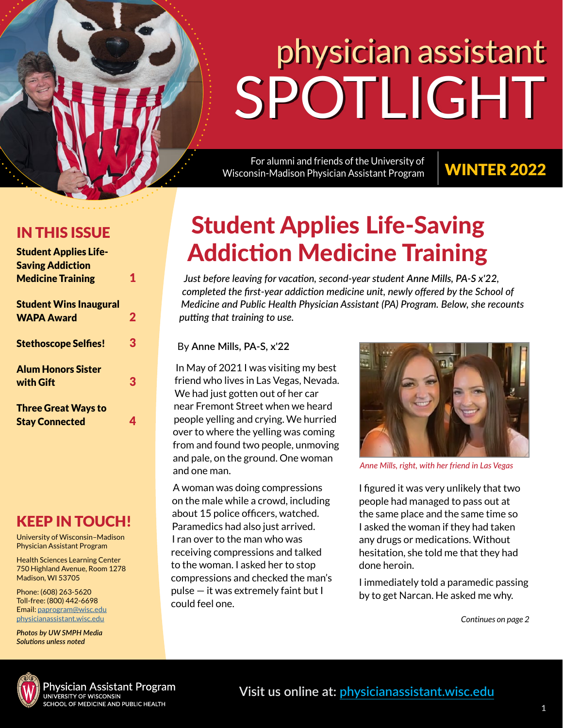# physician assistant SPOTLIGHT

For alumni and friends of the University of Wisconsin-Madison Physician Assistant Program

**WINTER 2022**

## IN THIS ISSUE

| | |
|---|---|
| **Student Applies Life-Saving Addiction Medicine Training** | 1 |
| **Student Wins Inaugural WAPA Award** | 2 |
| **Stethoscope Selfies!** | 3 |
| **Alum Honors Sister with Gift** | 3 |
| **Three Great Ways to Stay Connected** | 4 |

## KEEP IN TOUCH!

University of Wisconsin–Madison Physician Assistant Program

Health Sciences Learning Center
750 Highland Avenue, Room 1278
Madison, WI 53705

Phone: (608) 263-5620
Toll-free: (800) 442-6698
Email: paprogram@wisc.edu
physicianassistant.wisc.edu

*Photos by UW SMPH Media Solutions unless noted*

# Student Applies Life-Saving Addiction Medicine Training

*Just before leaving for vacation, second-year student Anne Mills, PA-S x'22, completed the first-year addiction medicine unit, newly offered by the School of Medicine and Public Health Physician Assistant (PA) Program. Below, she recounts putting that training to use.*

By Anne Mills, PA-S, x'22

In May of 2021 I was visiting my best friend who lives in Las Vegas, Nevada. We had just gotten out of her car near Fremont Street when we heard people yelling and crying. We hurried over to where the yelling was coming from and found two people, unmoving and pale, on the ground. One woman and one man.

A woman was doing compressions on the male while a crowd, including about 15 police officers, watched. Paramedics had also just arrived. I ran over to the man who was receiving compressions and talked to the woman. I asked her to stop compressions and checked the man's pulse — it was extremely faint but I could feel one.

*Anne Mills, right, with her friend in Las Vegas*

I figured it was very unlikely that two people had managed to pass out at the same place and the same time so I asked the woman if they had taken any drugs or medications. Without hesitation, she told me that they had done heroin.

I immediately told a paramedic passing by to get Narcan. He asked me why.

*Continues on page 2*

Physician Assistant Program
UNIVERSITY OF WISCONSIN
SCHOOL OF MEDICINE AND PUBLIC HEALTH

Visit us online at: physicianassistant.wisc.edu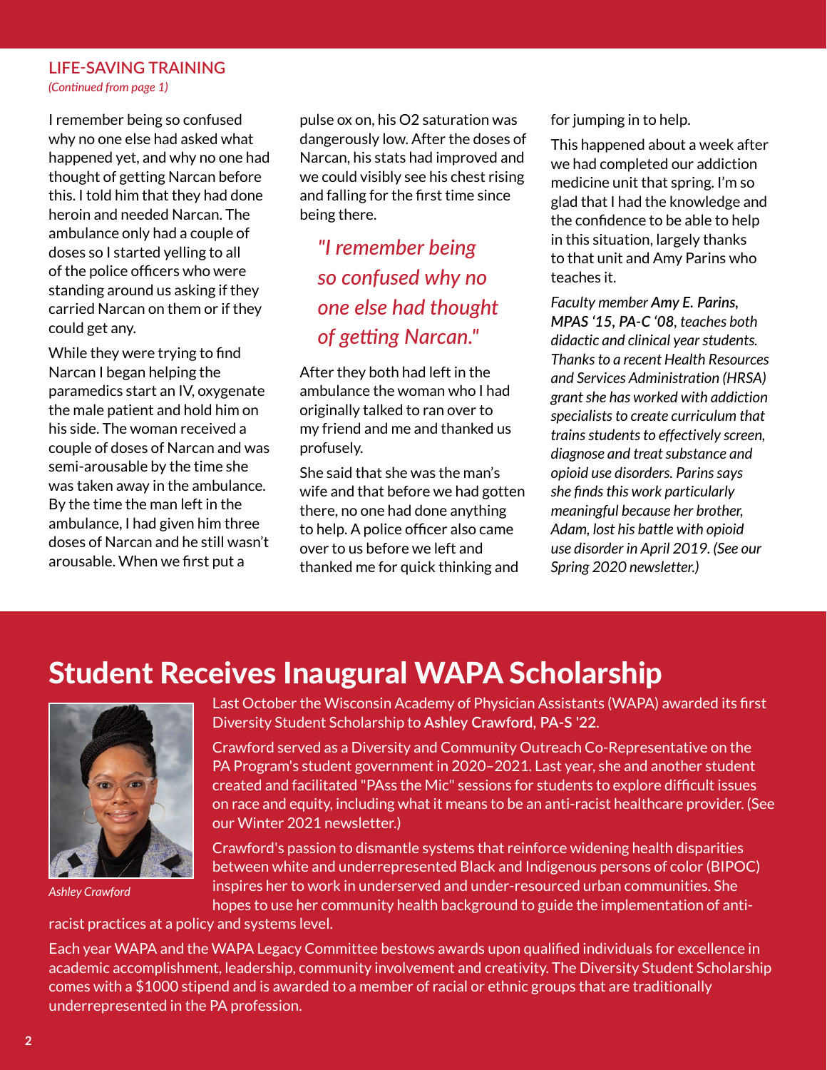### LIFE-SAVING TRAINING

*(Continued from page 1)*

I remember being so confused why no one else had asked what happened yet, and why no one had thought of getting Narcan before this. I told him that they had done heroin and needed Narcan. The ambulance only had a couple of doses so I started yelling to all of the police officers who were standing around us asking if they carried Narcan on them or if they could get any.

While they were trying to find Narcan I began helping the paramedics start an IV, oxygenate the male patient and hold him on his side. The woman received a couple of doses of Narcan and was semi-arousable by the time she was taken away in the ambulance. By the time the man left in the ambulance, I had given him three doses of Narcan and he still wasn't arousable. When we first put a pulse ox on, his O2 saturation was dangerously low. After the doses of Narcan, his stats had improved and we could visibly see his chest rising and falling for the first time since being there.

> *"I remember being so confused why no one else had thought of getting Narcan."*

After they both had left in the ambulance the woman who I had originally talked to ran over to my friend and me and thanked us profusely.

She said that she was the man's wife and that before we had gotten there, no one had done anything to help. A police officer also came over to us before we left and thanked me for quick thinking and for jumping in to help.

This happened about a week after we had completed our addiction medicine unit that spring. I'm so glad that I had the knowledge and the confidence to be able to help in this situation, largely thanks to that unit and Amy Parins who teaches it.

*Faculty member* ***Amy E. Parins, MPAS '15, PA-C '08****, teaches both didactic and clinical year students. Thanks to a recent Health Resources and Services Administration (HRSA) grant she has worked with addiction specialists to create curriculum that trains students to effectively screen, diagnose and treat substance and opioid use disorders. Parins says she finds this work particularly meaningful because her brother, Adam, lost his battle with opioid use disorder in April 2019. (See our Spring 2020 newsletter.)*

# Student Receives Inaugural WAPA Scholarship

*Ashley Crawford*

Last October the Wisconsin Academy of Physician Assistants (WAPA) awarded its first Diversity Student Scholarship to **Ashley Crawford**, **PA-S '22**.

Crawford served as a Diversity and Community Outreach Co-Representative on the PA Program's student government in 2020–2021. Last year, she and another student created and facilitated "PAss the Mic" sessions for students to explore difficult issues on race and equity, including what it means to be an anti-racist healthcare provider. (See our Winter 2021 newsletter.)

Crawford's passion to dismantle systems that reinforce widening health disparities between white and underrepresented Black and Indigenous persons of color (BIPOC) inspires her to work in underserved and under-resourced urban communities. She hopes to use her community health background to guide the implementation of anti-racist practices at a policy and systems level.

Each year WAPA and the WAPA Legacy Committee bestows awards upon qualified individuals for excellence in academic accomplishment, leadership, community involvement and creativity. The Diversity Student Scholarship comes with a $1000 stipend and is awarded to a member of racial or ethnic groups that are traditionally underrepresented in the PA profession.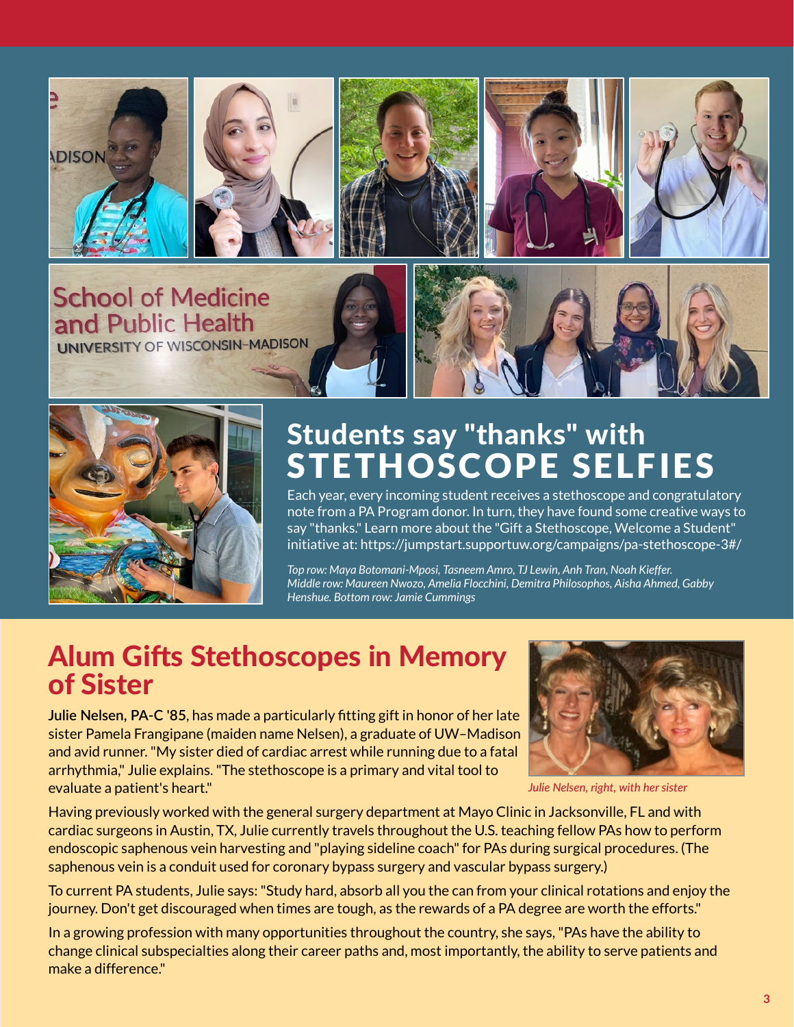## Students say "thanks" with STETHOSCOPE SELFIES

Each year, every incoming student receives a stethoscope and congratulatory note from a PA Program donor. In turn, they have found some creative ways to say "thanks." Learn more about the "Gift a Stethoscope, Welcome a Student" initiative at: https://jumpstart.supportuw.org/campaigns/pa-stethoscope-3#/

*Top row: Maya Botomani-Mposi, Tasneem Amro, TJ Lewin, Anh Tran, Noah Kieffer. Middle row: Maureen Nwozo, Amelia Flocchini, Demitra Philosophos, Aisha Ahmed, Gabby Henshue. Bottom row: Jamie Cummings*

## Alum Gifts Stethoscopes in Memory of Sister

*Julie Nelsen, right, with her sister*

**Julie Nelsen, PA-C '85**, has made a particularly fitting gift in honor of her late sister Pamela Frangipane (maiden name Nelsen), a graduate of UW–Madison and avid runner. "My sister died of cardiac arrest while running due to a fatal arrhythmia," Julie explains. "The stethoscope is a primary and vital tool to evaluate a patient's heart."

Having previously worked with the general surgery department at Mayo Clinic in Jacksonville, FL and with cardiac surgeons in Austin, TX, Julie currently travels throughout the U.S. teaching fellow PAs how to perform endoscopic saphenous vein harvesting and "playing sideline coach" for PAs during surgical procedures. (The saphenous vein is a conduit used for coronary bypass surgery and vascular bypass surgery.)

To current PA students, Julie says: "Study hard, absorb all you the can from your clinical rotations and enjoy the journey. Don't get discouraged when times are tough, as the rewards of a PA degree are worth the efforts."

In a growing profession with many opportunities throughout the country, she says, "PAs have the ability to change clinical subspecialties along their career paths and, most importantly, the ability to serve patients and make a difference."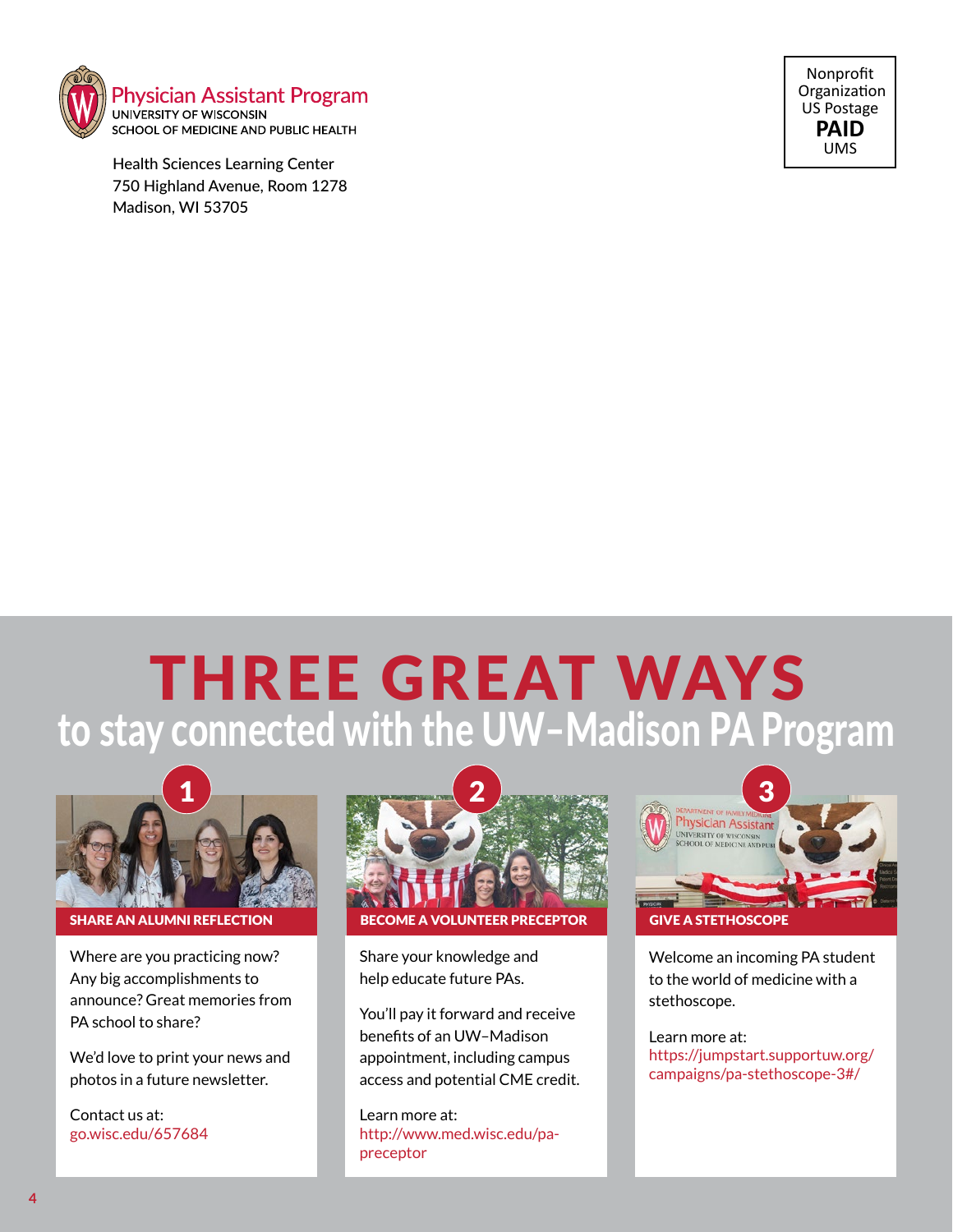Physician Assistant Program
UNIVERSITY OF WISCONSIN
SCHOOL OF MEDICINE AND PUBLIC HEALTH

Health Sciences Learning Center
750 Highland Avenue, Room 1278
Madison, WI 53705

Nonprofit
Organization
US Postage
**PAID**
UMS

# THREE GREAT WAYS

## to stay connected with the UW–Madison PA Program

### 1 SHARE AN ALUMNI REFLECTION

Where are you practicing now? Any big accomplishments to announce? Great memories from PA school to share?

We'd love to print your news and photos in a future newsletter.

Contact us at:
go.wisc.edu/657684

### 2 BECOME A VOLUNTEER PRECEPTOR

Share your knowledge and help educate future PAs.

You'll pay it forward and receive benefits of an UW–Madison appointment, including campus access and potential CME credit.

Learn more at:
http://www.med.wisc.edu/pa-preceptor

### 3 GIVE A STETHOSCOPE

Welcome an incoming PA student to the world of medicine with a stethoscope.

Learn more at:
https://jumpstart.supportuw.org/campaigns/pa-stethoscope-3#/